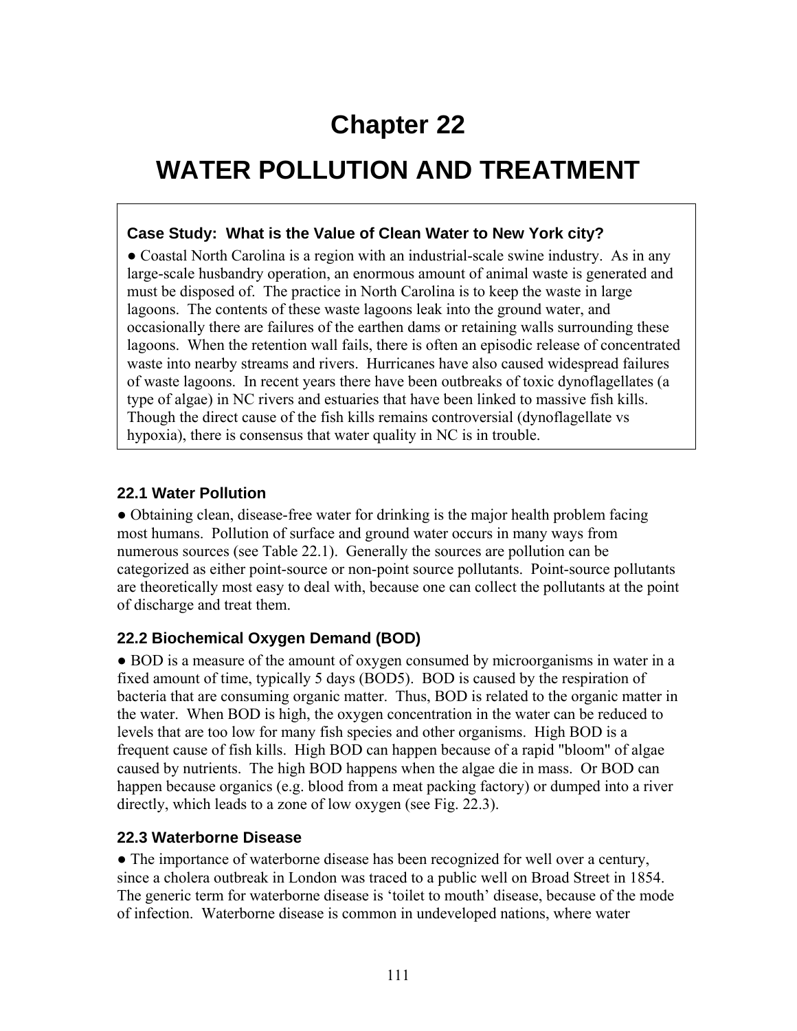# Chapter 22

# WATER POLLUTION AND TREATMENT

> **Case Study: What is the Value of Clean Water to New York city?**
>
> ● Coastal North Carolina is a region with an industrial-scale swine industry. As in any large-scale husbandry operation, an enormous amount of animal waste is generated and must be disposed of. The practice in North Carolina is to keep the waste in large lagoons. The contents of these waste lagoons leak into the ground water, and occasionally there are failures of the earthen dams or retaining walls surrounding these lagoons. When the retention wall fails, there is often an episodic release of concentrated waste into nearby streams and rivers. Hurricanes have also caused widespread failures of waste lagoons. In recent years there have been outbreaks of toxic dynoflagellates (a type of algae) in NC rivers and estuaries that have been linked to massive fish kills. Though the direct cause of the fish kills remains controversial (dynoflagellate vs hypoxia), there is consensus that water quality in NC is in trouble.

### 22.1 Water Pollution

● Obtaining clean, disease-free water for drinking is the major health problem facing most humans. Pollution of surface and ground water occurs in many ways from numerous sources (see Table 22.1). Generally the sources are pollution can be categorized as either point-source or non-point source pollutants. Point-source pollutants are theoretically most easy to deal with, because one can collect the pollutants at the point of discharge and treat them.

### 22.2 Biochemical Oxygen Demand (BOD)

● BOD is a measure of the amount of oxygen consumed by microorganisms in water in a fixed amount of time, typically 5 days (BOD5). BOD is caused by the respiration of bacteria that are consuming organic matter. Thus, BOD is related to the organic matter in the water. When BOD is high, the oxygen concentration in the water can be reduced to levels that are too low for many fish species and other organisms. High BOD is a frequent cause of fish kills. High BOD can happen because of a rapid "bloom" of algae caused by nutrients. The high BOD happens when the algae die in mass. Or BOD can happen because organics (e.g. blood from a meat packing factory) or dumped into a river directly, which leads to a zone of low oxygen (see Fig. 22.3).

### 22.3 Waterborne Disease

● The importance of waterborne disease has been recognized for well over a century, since a cholera outbreak in London was traced to a public well on Broad Street in 1854. The generic term for waterborne disease is 'toilet to mouth' disease, because of the mode of infection. Waterborne disease is common in undeveloped nations, where water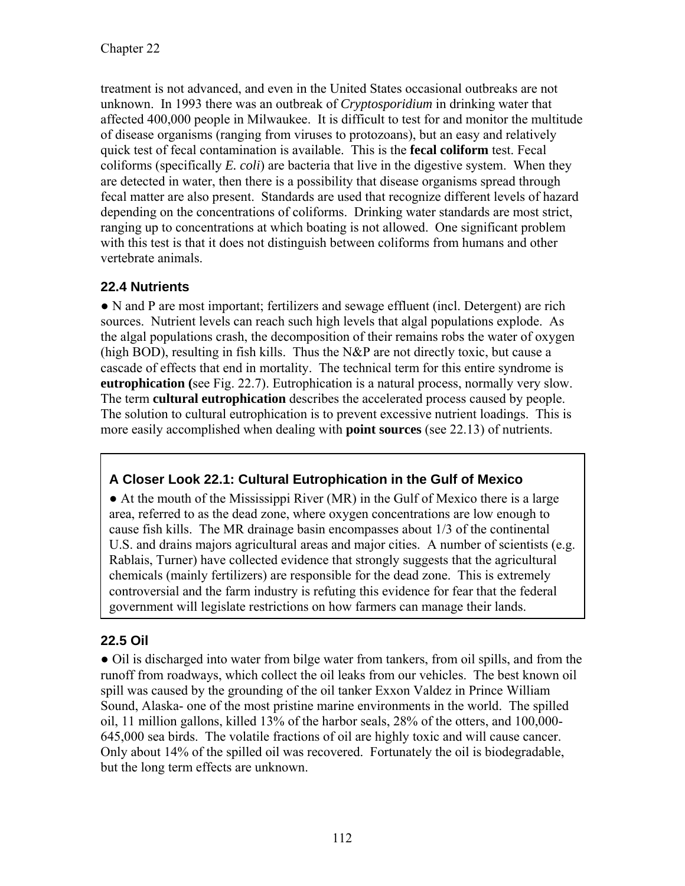treatment is not advanced, and even in the United States occasional outbreaks are not unknown. In 1993 there was an outbreak of *Cryptosporidium* in drinking water that affected 400,000 people in Milwaukee. It is difficult to test for and monitor the multitude of disease organisms (ranging from viruses to protozoans), but an easy and relatively quick test of fecal contamination is available. This is the **fecal coliform** test. Fecal coliforms (specifically *E. coli*) are bacteria that live in the digestive system. When they are detected in water, then there is a possibility that disease organisms spread through fecal matter are also present. Standards are used that recognize different levels of hazard depending on the concentrations of coliforms. Drinking water standards are most strict, ranging up to concentrations at which boating is not allowed. One significant problem with this test is that it does not distinguish between coliforms from humans and other vertebrate animals.

## 22.4 Nutrients

● N and P are most important; fertilizers and sewage effluent (incl. Detergent) are rich sources. Nutrient levels can reach such high levels that algal populations explode. As the algal populations crash, the decomposition of their remains robs the water of oxygen (high BOD), resulting in fish kills. Thus the N&P are not directly toxic, but cause a cascade of effects that end in mortality. The technical term for this entire syndrome is **eutrophication (**see Fig. 22.7). Eutrophication is a natural process, normally very slow. The term **cultural eutrophication** describes the accelerated process caused by people. The solution to cultural eutrophication is to prevent excessive nutrient loadings. This is more easily accomplished when dealing with **point sources** (see 22.13) of nutrients.

### A Closer Look 22.1: Cultural Eutrophication in the Gulf of Mexico

● At the mouth of the Mississippi River (MR) in the Gulf of Mexico there is a large area, referred to as the dead zone, where oxygen concentrations are low enough to cause fish kills. The MR drainage basin encompasses about 1/3 of the continental U.S. and drains majors agricultural areas and major cities. A number of scientists (e.g. Rablais, Turner) have collected evidence that strongly suggests that the agricultural chemicals (mainly fertilizers) are responsible for the dead zone. This is extremely controversial and the farm industry is refuting this evidence for fear that the federal government will legislate restrictions on how farmers can manage their lands.

## 22.5 Oil

● Oil is discharged into water from bilge water from tankers, from oil spills, and from the runoff from roadways, which collect the oil leaks from our vehicles. The best known oil spill was caused by the grounding of the oil tanker Exxon Valdez in Prince William Sound, Alaska- one of the most pristine marine environments in the world. The spilled oil, 11 million gallons, killed 13% of the harbor seals, 28% of the otters, and 100,000-645,000 sea birds. The volatile fractions of oil are highly toxic and will cause cancer. Only about 14% of the spilled oil was recovered. Fortunately the oil is biodegradable, but the long term effects are unknown.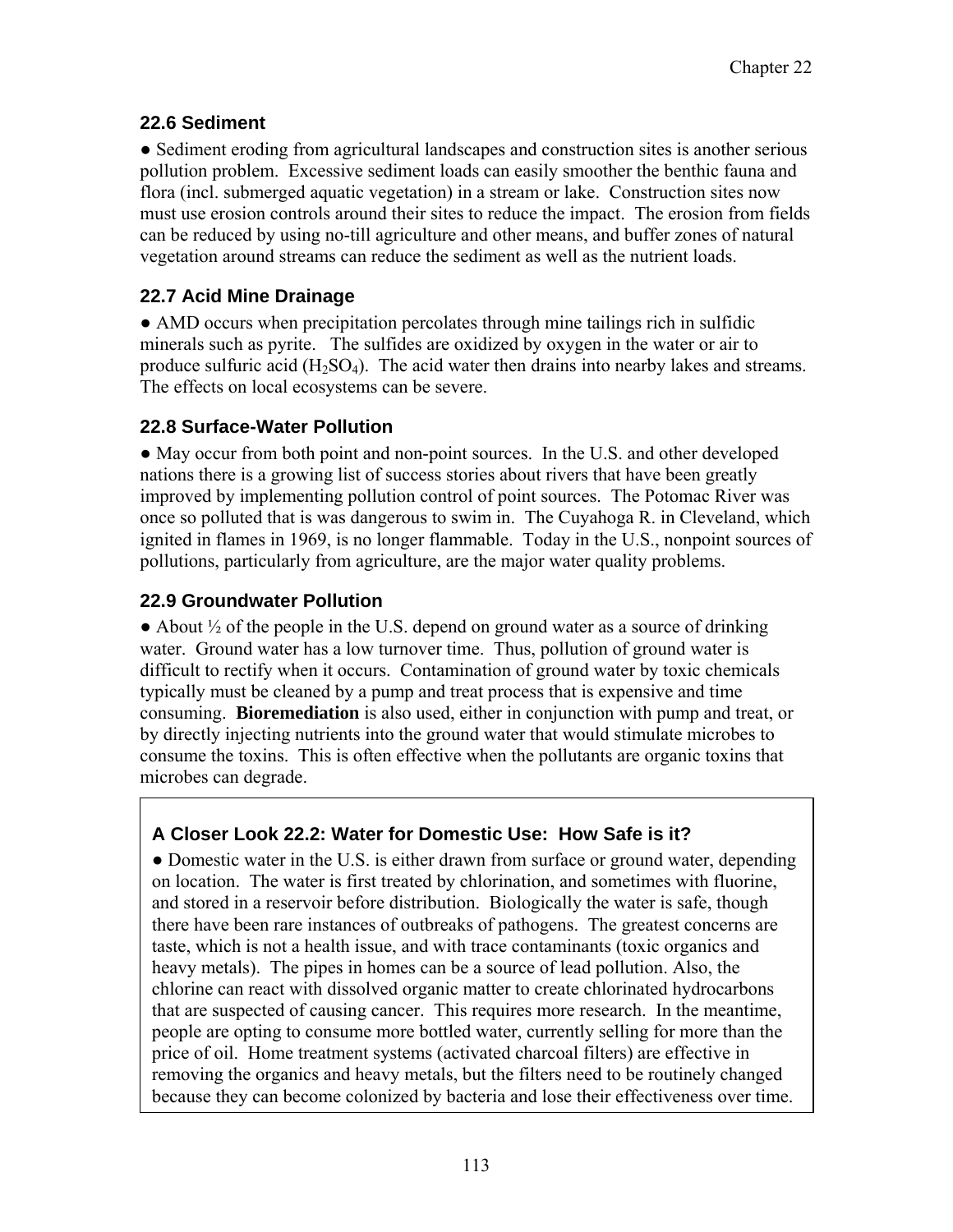## 22.6 Sediment

● Sediment eroding from agricultural landscapes and construction sites is another serious pollution problem. Excessive sediment loads can easily smoother the benthic fauna and flora (incl. submerged aquatic vegetation) in a stream or lake. Construction sites now must use erosion controls around their sites to reduce the impact. The erosion from fields can be reduced by using no-till agriculture and other means, and buffer zones of natural vegetation around streams can reduce the sediment as well as the nutrient loads.

## 22.7 Acid Mine Drainage

● AMD occurs when precipitation percolates through mine tailings rich in sulfidic minerals such as pyrite. The sulfides are oxidized by oxygen in the water or air to produce sulfuric acid ($H_2SO_4$). The acid water then drains into nearby lakes and streams. The effects on local ecosystems can be severe.

## 22.8 Surface-Water Pollution

● May occur from both point and non-point sources. In the U.S. and other developed nations there is a growing list of success stories about rivers that have been greatly improved by implementing pollution control of point sources. The Potomac River was once so polluted that is was dangerous to swim in. The Cuyahoga R. in Cleveland, which ignited in flames in 1969, is no longer flammable. Today in the U.S., nonpoint sources of pollutions, particularly from agriculture, are the major water quality problems.

## 22.9 Groundwater Pollution

● About ½ of the people in the U.S. depend on ground water as a source of drinking water. Ground water has a low turnover time. Thus, pollution of ground water is difficult to rectify when it occurs. Contamination of ground water by toxic chemicals typically must be cleaned by a pump and treat process that is expensive and time consuming. **Bioremediation** is also used, either in conjunction with pump and treat, or by directly injecting nutrients into the ground water that would stimulate microbes to consume the toxins. This is often effective when the pollutants are organic toxins that microbes can degrade.

### A Closer Look 22.2: Water for Domestic Use: How Safe is it?

● Domestic water in the U.S. is either drawn from surface or ground water, depending on location. The water is first treated by chlorination, and sometimes with fluorine, and stored in a reservoir before distribution. Biologically the water is safe, though there have been rare instances of outbreaks of pathogens. The greatest concerns are taste, which is not a health issue, and with trace contaminants (toxic organics and heavy metals). The pipes in homes can be a source of lead pollution. Also, the chlorine can react with dissolved organic matter to create chlorinated hydrocarbons that are suspected of causing cancer. This requires more research. In the meantime, people are opting to consume more bottled water, currently selling for more than the price of oil. Home treatment systems (activated charcoal filters) are effective in removing the organics and heavy metals, but the filters need to be routinely changed because they can become colonized by bacteria and lose their effectiveness over time.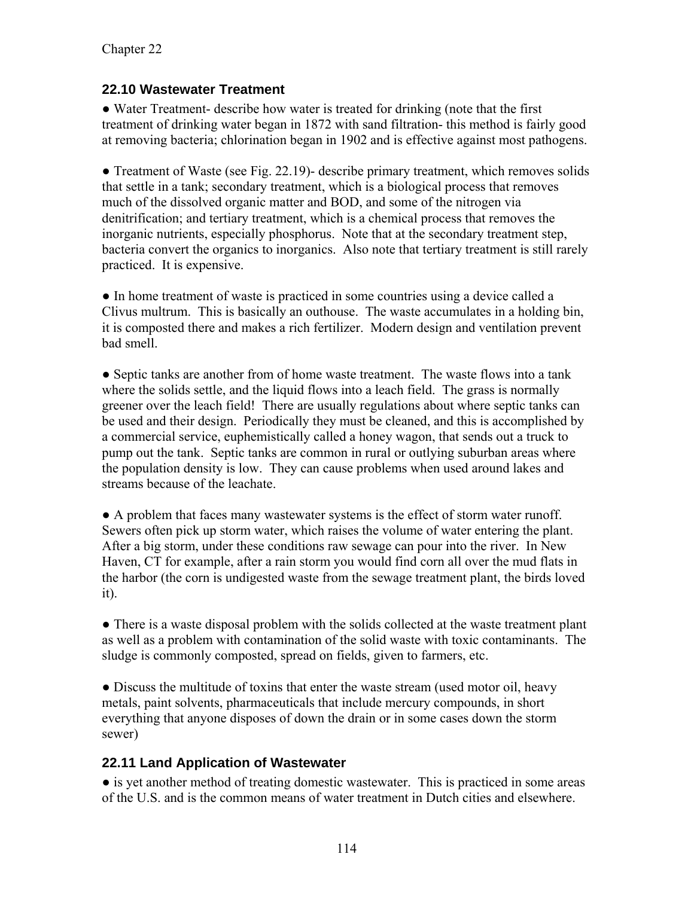## 22.10 Wastewater Treatment

● Water Treatment- describe how water is treated for drinking (note that the first treatment of drinking water began in 1872 with sand filtration- this method is fairly good at removing bacteria; chlorination began in 1902 and is effective against most pathogens.

● Treatment of Waste (see Fig. 22.19)- describe primary treatment, which removes solids that settle in a tank; secondary treatment, which is a biological process that removes much of the dissolved organic matter and BOD, and some of the nitrogen via denitrification; and tertiary treatment, which is a chemical process that removes the inorganic nutrients, especially phosphorus. Note that at the secondary treatment step, bacteria convert the organics to inorganics. Also note that tertiary treatment is still rarely practiced. It is expensive.

● In home treatment of waste is practiced in some countries using a device called a Clivus multrum. This is basically an outhouse. The waste accumulates in a holding bin, it is composted there and makes a rich fertilizer. Modern design and ventilation prevent bad smell.

● Septic tanks are another from of home waste treatment. The waste flows into a tank where the solids settle, and the liquid flows into a leach field. The grass is normally greener over the leach field! There are usually regulations about where septic tanks can be used and their design. Periodically they must be cleaned, and this is accomplished by a commercial service, euphemistically called a honey wagon, that sends out a truck to pump out the tank. Septic tanks are common in rural or outlying suburban areas where the population density is low. They can cause problems when used around lakes and streams because of the leachate.

● A problem that faces many wastewater systems is the effect of storm water runoff. Sewers often pick up storm water, which raises the volume of water entering the plant. After a big storm, under these conditions raw sewage can pour into the river. In New Haven, CT for example, after a rain storm you would find corn all over the mud flats in the harbor (the corn is undigested waste from the sewage treatment plant, the birds loved it).

● There is a waste disposal problem with the solids collected at the waste treatment plant as well as a problem with contamination of the solid waste with toxic contaminants. The sludge is commonly composted, spread on fields, given to farmers, etc.

● Discuss the multitude of toxins that enter the waste stream (used motor oil, heavy metals, paint solvents, pharmaceuticals that include mercury compounds, in short everything that anyone disposes of down the drain or in some cases down the storm sewer)

## 22.11 Land Application of Wastewater

● is yet another method of treating domestic wastewater. This is practiced in some areas of the U.S. and is the common means of water treatment in Dutch cities and elsewhere.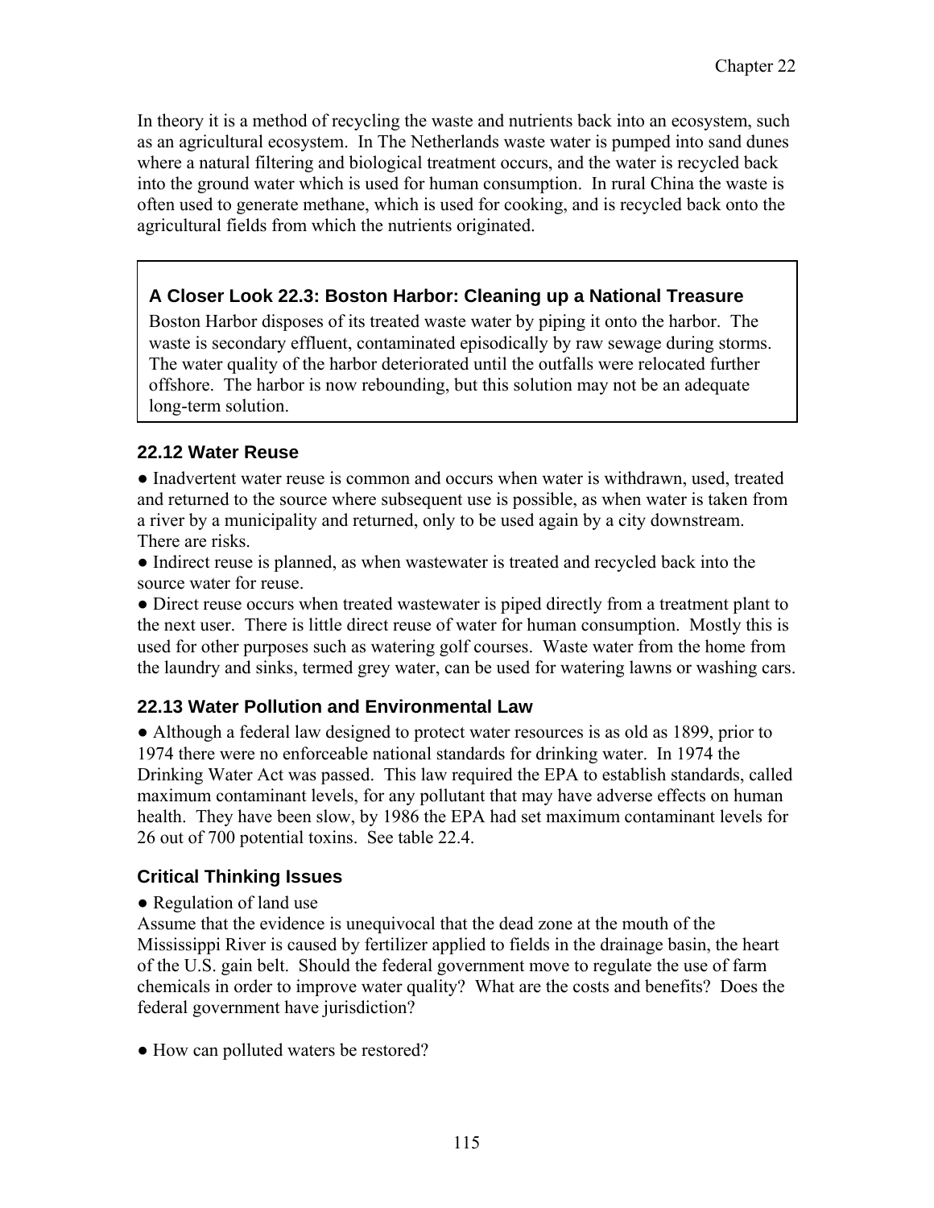In theory it is a method of recycling the waste and nutrients back into an ecosystem, such as an agricultural ecosystem. In The Netherlands waste water is pumped into sand dunes where a natural filtering and biological treatment occurs, and the water is recycled back into the ground water which is used for human consumption. In rural China the waste is often used to generate methane, which is used for cooking, and is recycled back onto the agricultural fields from which the nutrients originated.

> **A Closer Look 22.3: Boston Harbor: Cleaning up a National Treasure**
>
> Boston Harbor disposes of its treated waste water by piping it onto the harbor. The waste is secondary effluent, contaminated episodically by raw sewage during storms. The water quality of the harbor deteriorated until the outfalls were relocated further offshore. The harbor is now rebounding, but this solution may not be an adequate long-term solution.

### 22.12 Water Reuse

● Inadvertent water reuse is common and occurs when water is withdrawn, used, treated and returned to the source where subsequent use is possible, as when water is taken from a river by a municipality and returned, only to be used again by a city downstream. There are risks.

● Indirect reuse is planned, as when wastewater is treated and recycled back into the source water for reuse.

● Direct reuse occurs when treated wastewater is piped directly from a treatment plant to the next user. There is little direct reuse of water for human consumption. Mostly this is used for other purposes such as watering golf courses. Waste water from the home from the laundry and sinks, termed grey water, can be used for watering lawns or washing cars.

### 22.13 Water Pollution and Environmental Law

● Although a federal law designed to protect water resources is as old as 1899, prior to 1974 there were no enforceable national standards for drinking water. In 1974 the Drinking Water Act was passed. This law required the EPA to establish standards, called maximum contaminant levels, for any pollutant that may have adverse effects on human health. They have been slow, by 1986 the EPA had set maximum contaminant levels for 26 out of 700 potential toxins. See table 22.4.

### Critical Thinking Issues

● Regulation of land use

Assume that the evidence is unequivocal that the dead zone at the mouth of the Mississippi River is caused by fertilizer applied to fields in the drainage basin, the heart of the U.S. gain belt. Should the federal government move to regulate the use of farm chemicals in order to improve water quality? What are the costs and benefits? Does the federal government have jurisdiction?

● How can polluted waters be restored?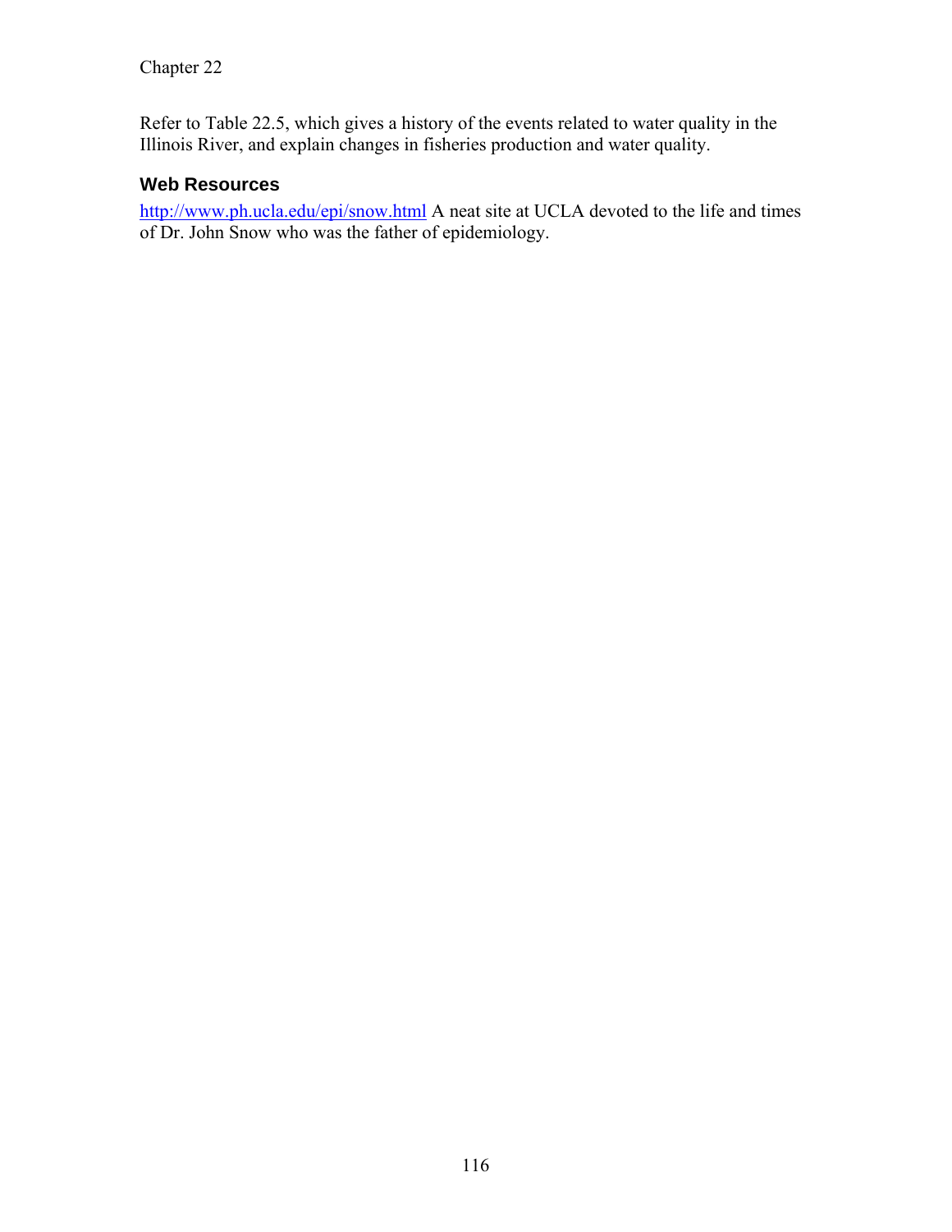Refer to Table 22.5, which gives a history of the events related to water quality in the Illinois River, and explain changes in fisheries production and water quality.

## Web Resources

[http://www.ph.ucla.edu/epi/snow.html](http://www.ph.ucla.edu/epi/snow.html) A neat site at UCLA devoted to the life and times of Dr. John Snow who was the father of epidemiology.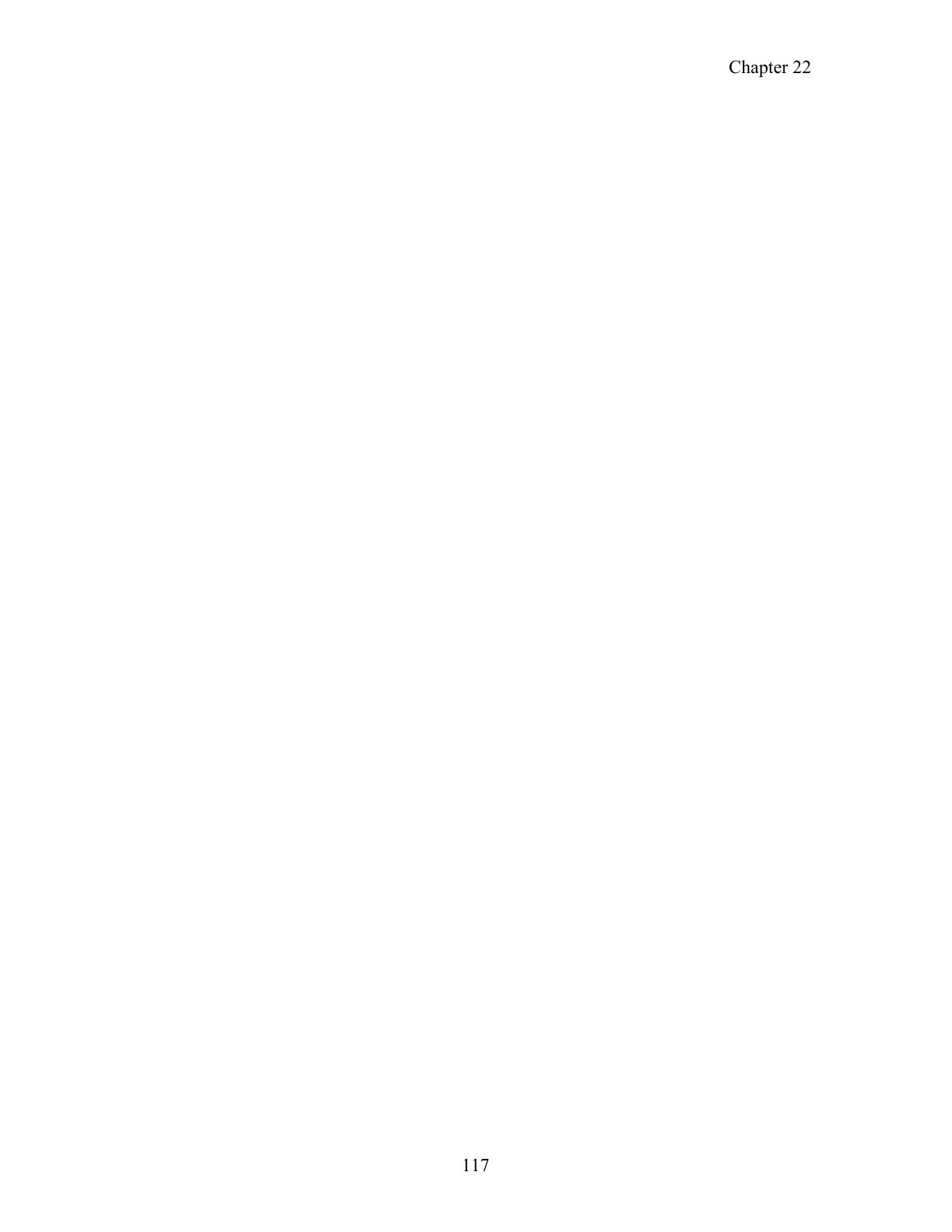# Chapter 22